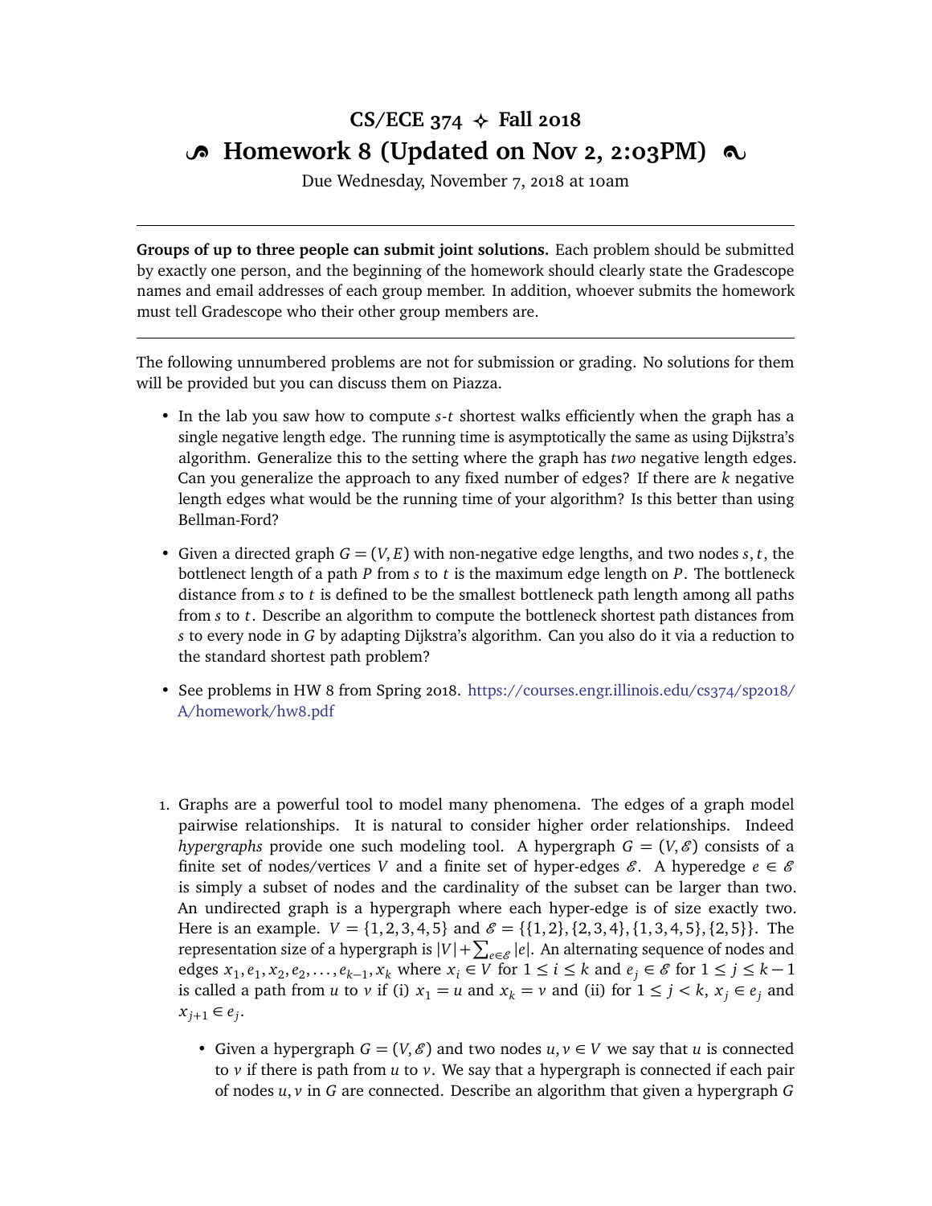# CS/ECE 374 ✧ Fall 2018

## Homework 8 (Updated on Nov 2, 2:03PM)

Due Wednesday, November 7, 2018 at 10am

---

**Groups of up to three people can submit joint solutions.** Each problem should be submitted by exactly one person, and the beginning of the homework should clearly state the Gradescope names and email addresses of each group member. In addition, whoever submits the homework must tell Gradescope who their other group members are.

---

The following unnumbered problems are not for submission or grading. No solutions for them will be provided but you can discuss them on Piazza.

- In the lab you saw how to compute $s$-$t$ shortest walks efficiently when the graph has a single negative length edge. The running time is asymptotically the same as using Dijkstra's algorithm. Generalize this to the setting where the graph has *two* negative length edges. Can you generalize the approach to any fixed number of edges? If there are $k$ negative length edges what would be the running time of your algorithm? Is this better than using Bellman-Ford?

- Given a directed graph $G = (V, E)$ with non-negative edge lengths, and two nodes $s, t$, the bottlenect length of a path $P$ from $s$ to $t$ is the maximum edge length on $P$. The bottleneck distance from $s$ to $t$ is defined to be the smallest bottleneck path length among all paths from $s$ to $t$. Describe an algorithm to compute the bottleneck shortest path distances from $s$ to every node in $G$ by adapting Dijkstra's algorithm. Can you also do it via a reduction to the standard shortest path problem?

- See problems in HW 8 from Spring 2018. https://courses.engr.illinois.edu/cs374/sp2018/A/homework/hw8.pdf

1. Graphs are a powerful tool to model many phenomena. The edges of a graph model pairwise relationships. It is natural to consider higher order relationships. Indeed *hypergraphs* provide one such modeling tool. A hypergraph $G = (V, \mathscr{E})$ consists of a finite set of nodes/vertices $V$ and a finite set of hyper-edges $\mathscr{E}$. A hyperedge $e \in \mathscr{E}$ is simply a subset of nodes and the cardinality of the subset can be larger than two. An undirected graph is a hypergraph where each hyper-edge is of size exactly two. Here is an example. $V = \{1, 2, 3, 4, 5\}$ and $\mathscr{E} = \{\{1, 2\}, \{2, 3, 4\}, \{1, 3, 4, 5\}, \{2, 5\}\}$. The representation size of a hypergraph is $|V| + \sum_{e \in \mathscr{E}} |e|$. An alternating sequence of nodes and edges $x_1, e_1, x_2, e_2, \ldots, e_{k-1}, x_k$ where $x_i \in V$ for $1 \le i \le k$ and $e_j \in \mathscr{E}$ for $1 \le j \le k-1$ is called a path from $u$ to $v$ if (i) $x_1 = u$ and $x_k = v$ and (ii) for $1 \le j < k$, $x_j \in e_j$ and $x_{j+1} \in e_j$.

   - Given a hypergraph $G = (V, \mathscr{E})$ and two nodes $u, v \in V$ we say that $u$ is connected to $v$ if there is path from $u$ to $v$. We say that a hypergraph is connected if each pair of nodes $u, v$ in $G$ are connected. Describe an algorithm that given a hypergraph $G$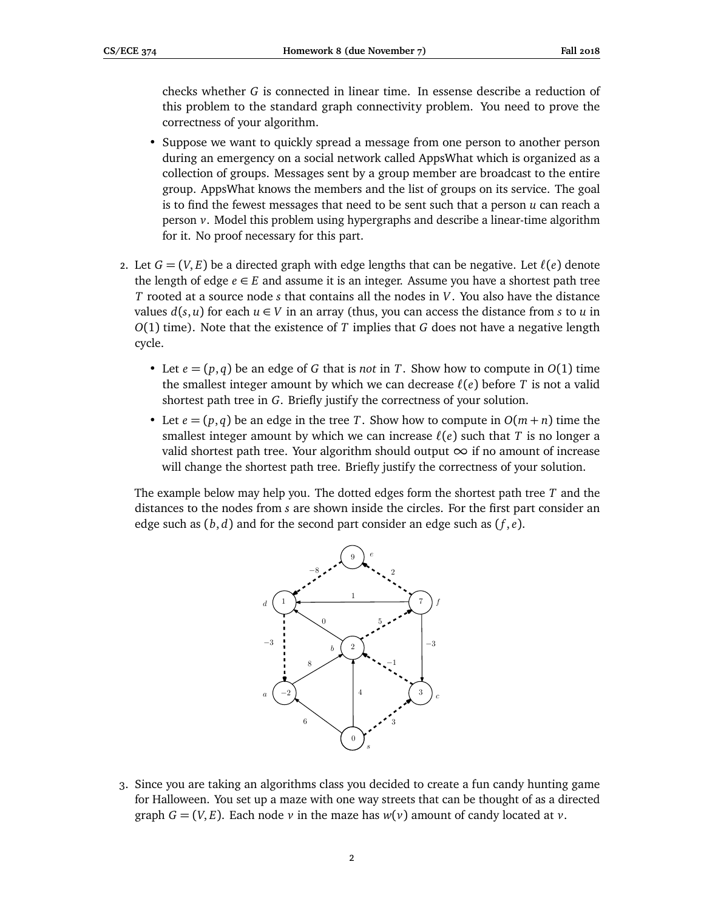checks whether $G$ is connected in linear time. In essense describe a reduction of this problem to the standard graph connectivity problem. You need to prove the correctness of your algorithm.

- Suppose we want to quickly spread a message from one person to another person during an emergency on a social network called AppsWhat which is organized as a collection of groups. Messages sent by a group member are broadcast to the entire group. AppsWhat knows the members and the list of groups on its service. The goal is to find the fewest messages that need to be sent such that a person $u$ can reach a person $v$. Model this problem using hypergraphs and describe a linear-time algorithm for it. No proof necessary for this part.

2. Let $G = (V, E)$ be a directed graph with edge lengths that can be negative. Let $\ell(e)$ denote the length of edge $e \in E$ and assume it is an integer. Assume you have a shortest path tree $T$ rooted at a source node $s$ that contains all the nodes in $V$. You also have the distance values $d(s, u)$ for each $u \in V$ in an array (thus, you can access the distance from $s$ to $u$ in $O(1)$ time). Note that the existence of $T$ implies that $G$ does not have a negative length cycle.

   - Let $e = (p, q)$ be an edge of $G$ that is *not* in $T$. Show how to compute in $O(1)$ time the smallest integer amount by which we can decrease $\ell(e)$ before $T$ is not a valid shortest path tree in $G$. Briefly justify the correctness of your solution.
   - Let $e = (p, q)$ be an edge in the tree $T$. Show how to compute in $O(m + n)$ time the smallest integer amount by which we can increase $\ell(e)$ such that $T$ is no longer a valid shortest path tree. Your algorithm should output $\infty$ if no amount of increase will change the shortest path tree. Briefly justify the correctness of your solution.

   The example below may help you. The dotted edges form the shortest path tree $T$ and the distances to the nodes from $s$ are shown inside the circles. For the first part consider an edge such as $(b, d)$ and for the second part consider an edge such as $(f, e)$.

3. Since you are taking an algorithms class you decided to create a fun candy hunting game for Halloween. You set up a maze with one way streets that can be thought of as a directed graph $G = (V, E)$. Each node $v$ in the maze has $w(v)$ amount of candy located at $v$.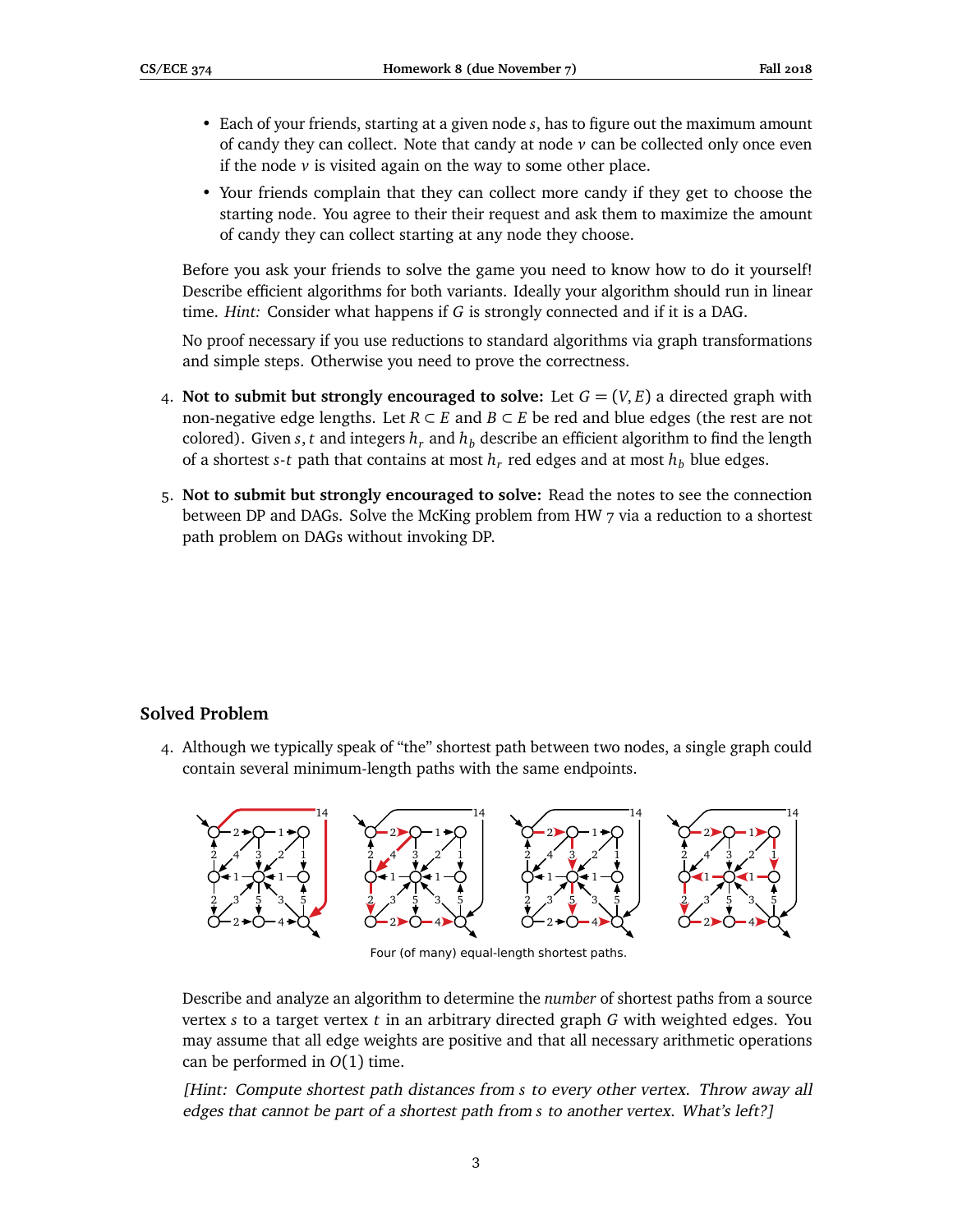- Each of your friends, starting at a given node $s$, has to figure out the maximum amount of candy they can collect. Note that candy at node $v$ can be collected only once even if the node $v$ is visited again on the way to some other place.
- Your friends complain that they can collect more candy if they get to choose the starting node. You agree to their their request and ask them to maximize the amount of candy they can collect starting at any node they choose.

Before you ask your friends to solve the game you need to know how to do it yourself! Describe efficient algorithms for both variants. Ideally your algorithm should run in linear time. *Hint:* Consider what happens if $G$ is strongly connected and if it is a DAG.

No proof necessary if you use reductions to standard algorithms via graph transformations and simple steps. Otherwise you need to prove the correctness.

4. **Not to submit but strongly encouraged to solve:** Let $G = (V, E)$ a directed graph with non-negative edge lengths. Let $R \subset E$ and $B \subset E$ be red and blue edges (the rest are not colored). Given $s, t$ and integers $h_r$ and $h_b$ describe an efficient algorithm to find the length of a shortest $s$-$t$ path that contains at most $h_r$ red edges and at most $h_b$ blue edges.

5. **Not to submit but strongly encouraged to solve:** Read the notes to see the connection between DP and DAGs. Solve the McKing problem from HW 7 via a reduction to a shortest path problem on DAGs without invoking DP.

## Solved Problem

4. Although we typically speak of "the" shortest path between two nodes, a single graph could contain several minimum-length paths with the same endpoints.

Four (of many) equal-length shortest paths.

Describe and analyze an algorithm to determine the *number* of shortest paths from a source vertex $s$ to a target vertex $t$ in an arbitrary directed graph $G$ with weighted edges. You may assume that all edge weights are positive and that all necessary arithmetic operations can be performed in $O(1)$ time.

*[Hint: Compute shortest path distances from s to every other vertex. Throw away all edges that cannot be part of a shortest path from s to another vertex. What's left?]*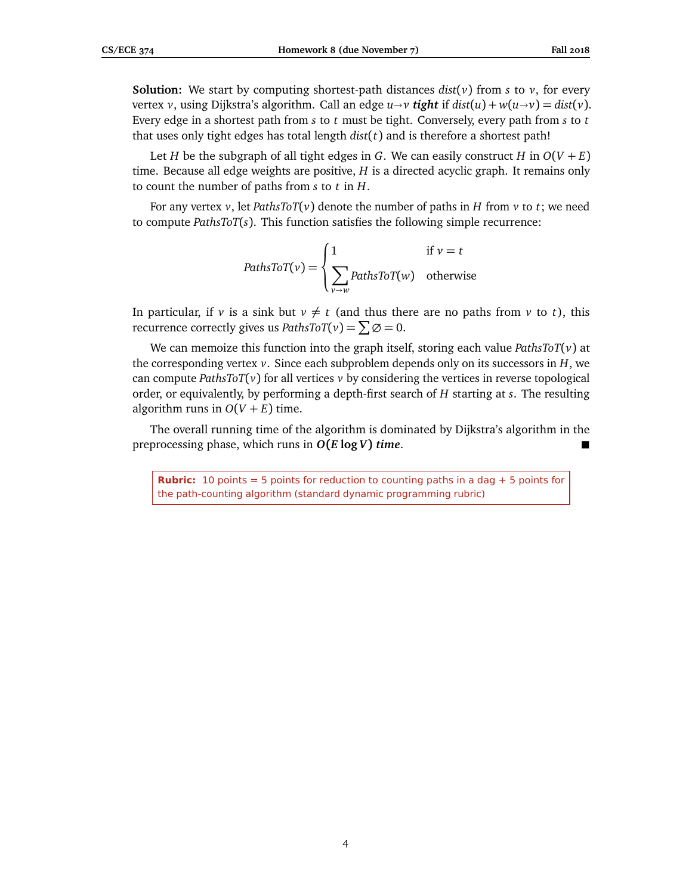**Solution:** We start by computing shortest-path distances $dist(v)$ from $s$ to $v$, for every vertex $v$, using Dijkstra's algorithm. Call an edge $u \to v$ ***tight*** if $dist(u) + w(u \to v) = dist(v)$. Every edge in a shortest path from $s$ to $t$ must be tight. Conversely, every path from $s$ to $t$ that uses only tight edges has total length $dist(t)$ and is therefore a shortest path!

Let $H$ be the subgraph of all tight edges in $G$. We can easily construct $H$ in $O(V + E)$ time. Because all edge weights are positive, $H$ is a directed acyclic graph. It remains only to count the number of paths from $s$ to $t$ in $H$.

For any vertex $v$, let $PathsToT(v)$ denote the number of paths in $H$ from $v$ to $t$; we need to compute $PathsToT(s)$. This function satisfies the following simple recurrence:

$$PathsToT(v) = \begin{cases} 1 & \text{if } v = t \\ \displaystyle\sum_{v \to w} PathsToT(w) & \text{otherwise} \end{cases}$$

In particular, if $v$ is a sink but $v \neq t$ (and thus there are no paths from $v$ to $t$), this recurrence correctly gives us $PathsToT(v) = \sum \varnothing = 0$.

We can memoize this function into the graph itself, storing each value $PathsToT(v)$ at the corresponding vertex $v$. Since each subproblem depends only on its successors in $H$, we can compute $PathsToT(v)$ for all vertices $v$ by considering the vertices in reverse topological order, or equivalently, by performing a depth-first search of $H$ starting at $s$. The resulting algorithm runs in $O(V + E)$ time.

The overall running time of the algorithm is dominated by Dijkstra's algorithm in the preprocessing phase, which runs in $\boldsymbol{O(E \log V)}$ ***time***. ■

**Rubric:** 10 points = 5 points for reduction to counting paths in a dag + 5 points for the path-counting algorithm (standard dynamic programming rubric)